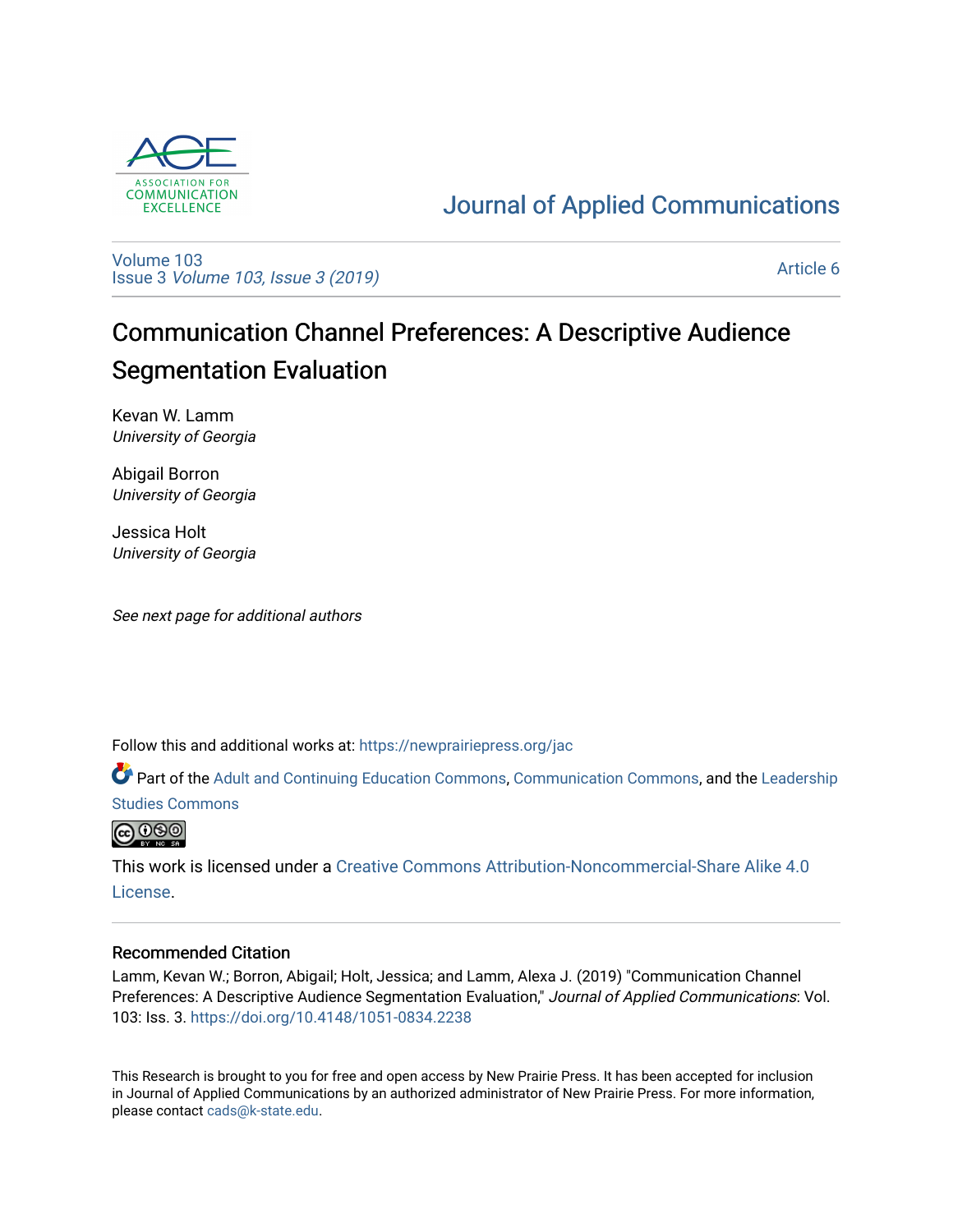ASSOCIATION FOR COMMUNICATION EXCELLENCE

# Journal of Applied Communications

Volume 103
Issue 3 *Volume 103, Issue 3 (2019)*

Article 6

# Communication Channel Preferences: A Descriptive Audience Segmentation Evaluation

Kevan W. Lamm
*University of Georgia*

Abigail Borron
*University of Georgia*

Jessica Holt
*University of Georgia*

*See next page for additional authors*

Follow this and additional works at: https://newprairiepress.org/jac

Part of the Adult and Continuing Education Commons, Communication Commons, and the Leadership Studies Commons

This work is licensed under a Creative Commons Attribution-Noncommercial-Share Alike 4.0 License.

## Recommended Citation

Lamm, Kevan W.; Borron, Abigail; Holt, Jessica; and Lamm, Alexa J. (2019) "Communication Channel Preferences: A Descriptive Audience Segmentation Evaluation," *Journal of Applied Communications*: Vol. 103: Iss. 3. https://doi.org/10.4148/1051-0834.2238

This Research is brought to you for free and open access by New Prairie Press. It has been accepted for inclusion in Journal of Applied Communications by an authorized administrator of New Prairie Press. For more information, please contact cads@k-state.edu.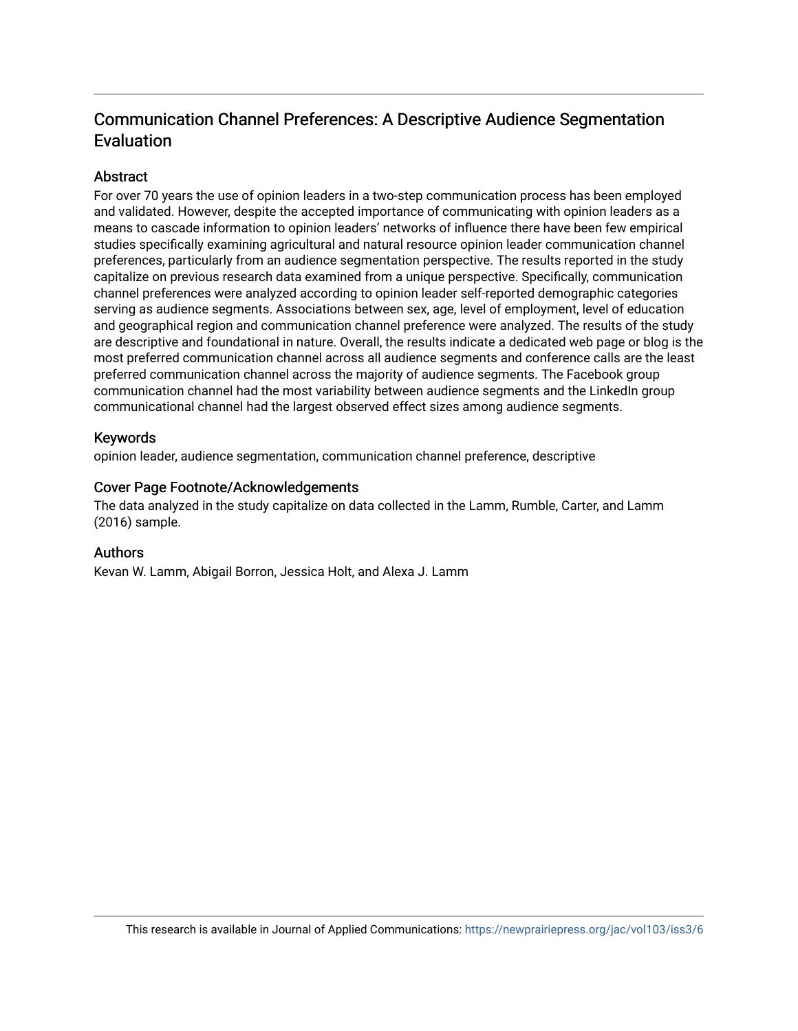# Communication Channel Preferences: A Descriptive Audience Segmentation Evaluation

## Abstract

For over 70 years the use of opinion leaders in a two-step communication process has been employed and validated. However, despite the accepted importance of communicating with opinion leaders as a means to cascade information to opinion leaders' networks of influence there have been few empirical studies specifically examining agricultural and natural resource opinion leader communication channel preferences, particularly from an audience segmentation perspective. The results reported in the study capitalize on previous research data examined from a unique perspective. Specifically, communication channel preferences were analyzed according to opinion leader self-reported demographic categories serving as audience segments. Associations between sex, age, level of employment, level of education and geographical region and communication channel preference were analyzed. The results of the study are descriptive and foundational in nature. Overall, the results indicate a dedicated web page or blog is the most preferred communication channel across all audience segments and conference calls are the least preferred communication channel across the majority of audience segments. The Facebook group communication channel had the most variability between audience segments and the LinkedIn group communicational channel had the largest observed effect sizes among audience segments.

## Keywords

opinion leader, audience segmentation, communication channel preference, descriptive

## Cover Page Footnote/Acknowledgements

The data analyzed in the study capitalize on data collected in the Lamm, Rumble, Carter, and Lamm (2016) sample.

## Authors

Kevan W. Lamm, Abigail Borron, Jessica Holt, and Alexa J. Lamm

This research is available in Journal of Applied Communications: https://newprairiepress.org/jac/vol103/iss3/6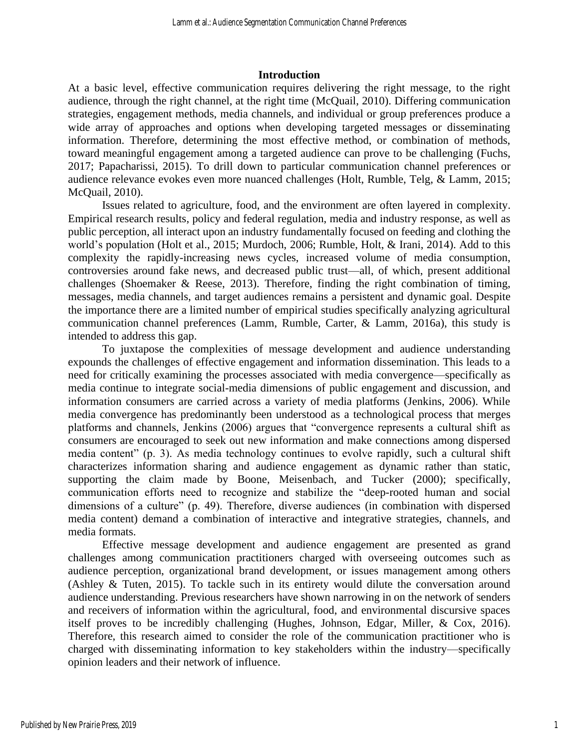## Introduction

At a basic level, effective communication requires delivering the right message, to the right audience, through the right channel, at the right time (McQuail, 2010). Differing communication strategies, engagement methods, media channels, and individual or group preferences produce a wide array of approaches and options when developing targeted messages or disseminating information. Therefore, determining the most effective method, or combination of methods, toward meaningful engagement among a targeted audience can prove to be challenging (Fuchs, 2017; Papacharissi, 2015). To drill down to particular communication channel preferences or audience relevance evokes even more nuanced challenges (Holt, Rumble, Telg, & Lamm, 2015; McQuail, 2010).

Issues related to agriculture, food, and the environment are often layered in complexity. Empirical research results, policy and federal regulation, media and industry response, as well as public perception, all interact upon an industry fundamentally focused on feeding and clothing the world's population (Holt et al., 2015; Murdoch, 2006; Rumble, Holt, & Irani, 2014). Add to this complexity the rapidly-increasing news cycles, increased volume of media consumption, controversies around fake news, and decreased public trust—all, of which, present additional challenges (Shoemaker & Reese, 2013). Therefore, finding the right combination of timing, messages, media channels, and target audiences remains a persistent and dynamic goal. Despite the importance there are a limited number of empirical studies specifically analyzing agricultural communication channel preferences (Lamm, Rumble, Carter, & Lamm, 2016a), this study is intended to address this gap.

To juxtapose the complexities of message development and audience understanding expounds the challenges of effective engagement and information dissemination. This leads to a need for critically examining the processes associated with media convergence—specifically as media continue to integrate social-media dimensions of public engagement and discussion, and information consumers are carried across a variety of media platforms (Jenkins, 2006). While media convergence has predominantly been understood as a technological process that merges platforms and channels, Jenkins (2006) argues that "convergence represents a cultural shift as consumers are encouraged to seek out new information and make connections among dispersed media content" (p. 3). As media technology continues to evolve rapidly, such a cultural shift characterizes information sharing and audience engagement as dynamic rather than static, supporting the claim made by Boone, Meisenbach, and Tucker (2000); specifically, communication efforts need to recognize and stabilize the "deep-rooted human and social dimensions of a culture" (p. 49). Therefore, diverse audiences (in combination with dispersed media content) demand a combination of interactive and integrative strategies, channels, and media formats.

Effective message development and audience engagement are presented as grand challenges among communication practitioners charged with overseeing outcomes such as audience perception, organizational brand development, or issues management among others (Ashley & Tuten, 2015). To tackle such in its entirety would dilute the conversation around audience understanding. Previous researchers have shown narrowing in on the network of senders and receivers of information within the agricultural, food, and environmental discursive spaces itself proves to be incredibly challenging (Hughes, Johnson, Edgar, Miller, & Cox, 2016). Therefore, this research aimed to consider the role of the communication practitioner who is charged with disseminating information to key stakeholders within the industry—specifically opinion leaders and their network of influence.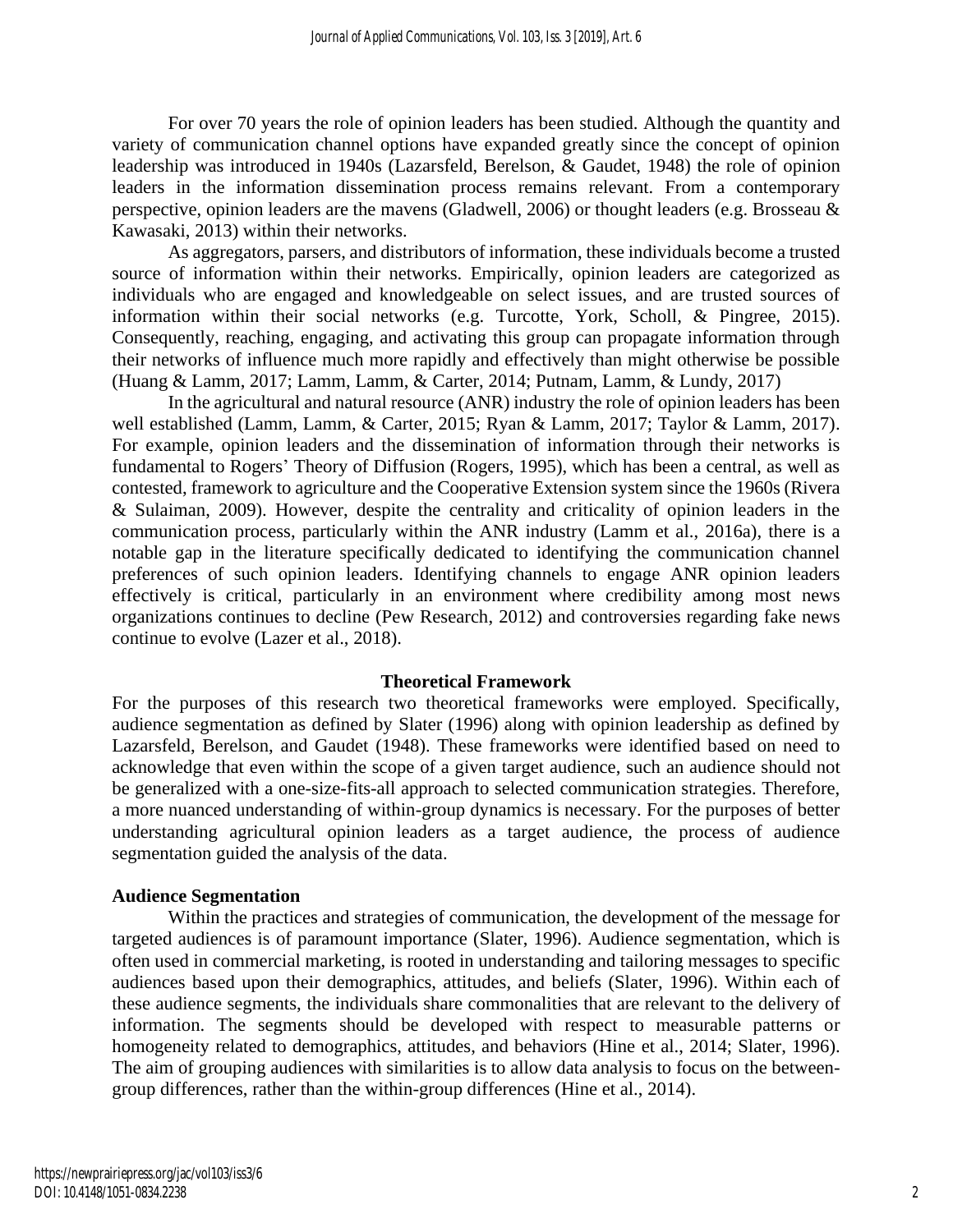For over 70 years the role of opinion leaders has been studied. Although the quantity and variety of communication channel options have expanded greatly since the concept of opinion leadership was introduced in 1940s (Lazarsfeld, Berelson, & Gaudet, 1948) the role of opinion leaders in the information dissemination process remains relevant. From a contemporary perspective, opinion leaders are the mavens (Gladwell, 2006) or thought leaders (e.g. Brosseau & Kawasaki, 2013) within their networks.

As aggregators, parsers, and distributors of information, these individuals become a trusted source of information within their networks. Empirically, opinion leaders are categorized as individuals who are engaged and knowledgeable on select issues, and are trusted sources of information within their social networks (e.g. Turcotte, York, Scholl, & Pingree, 2015). Consequently, reaching, engaging, and activating this group can propagate information through their networks of influence much more rapidly and effectively than might otherwise be possible (Huang & Lamm, 2017; Lamm, Lamm, & Carter, 2014; Putnam, Lamm, & Lundy, 2017)

In the agricultural and natural resource (ANR) industry the role of opinion leaders has been well established (Lamm, Lamm, & Carter, 2015; Ryan & Lamm, 2017; Taylor & Lamm, 2017). For example, opinion leaders and the dissemination of information through their networks is fundamental to Rogers' Theory of Diffusion (Rogers, 1995), which has been a central, as well as contested, framework to agriculture and the Cooperative Extension system since the 1960s (Rivera & Sulaiman, 2009). However, despite the centrality and criticality of opinion leaders in the communication process, particularly within the ANR industry (Lamm et al., 2016a), there is a notable gap in the literature specifically dedicated to identifying the communication channel preferences of such opinion leaders. Identifying channels to engage ANR opinion leaders effectively is critical, particularly in an environment where credibility among most news organizations continues to decline (Pew Research, 2012) and controversies regarding fake news continue to evolve (Lazer et al., 2018).

## Theoretical Framework

For the purposes of this research two theoretical frameworks were employed. Specifically, audience segmentation as defined by Slater (1996) along with opinion leadership as defined by Lazarsfeld, Berelson, and Gaudet (1948). These frameworks were identified based on need to acknowledge that even within the scope of a given target audience, such an audience should not be generalized with a one-size-fits-all approach to selected communication strategies. Therefore, a more nuanced understanding of within-group dynamics is necessary. For the purposes of better understanding agricultural opinion leaders as a target audience, the process of audience segmentation guided the analysis of the data.

### Audience Segmentation

Within the practices and strategies of communication, the development of the message for targeted audiences is of paramount importance (Slater, 1996). Audience segmentation, which is often used in commercial marketing, is rooted in understanding and tailoring messages to specific audiences based upon their demographics, attitudes, and beliefs (Slater, 1996). Within each of these audience segments, the individuals share commonalities that are relevant to the delivery of information. The segments should be developed with respect to measurable patterns or homogeneity related to demographics, attitudes, and behaviors (Hine et al., 2014; Slater, 1996). The aim of grouping audiences with similarities is to allow data analysis to focus on the between-group differences, rather than the within-group differences (Hine et al., 2014).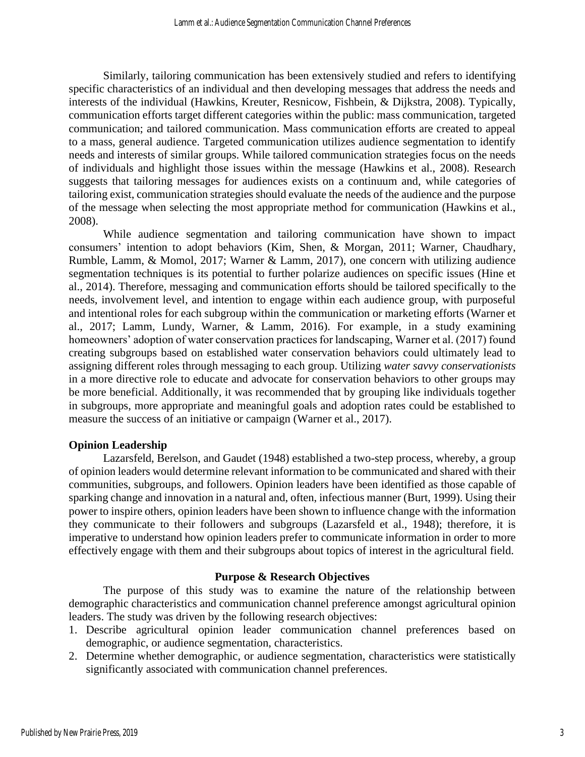Similarly, tailoring communication has been extensively studied and refers to identifying specific characteristics of an individual and then developing messages that address the needs and interests of the individual (Hawkins, Kreuter, Resnicow, Fishbein, & Dijkstra, 2008). Typically, communication efforts target different categories within the public: mass communication, targeted communication; and tailored communication. Mass communication efforts are created to appeal to a mass, general audience. Targeted communication utilizes audience segmentation to identify needs and interests of similar groups. While tailored communication strategies focus on the needs of individuals and highlight those issues within the message (Hawkins et al., 2008). Research suggests that tailoring messages for audiences exists on a continuum and, while categories of tailoring exist, communication strategies should evaluate the needs of the audience and the purpose of the message when selecting the most appropriate method for communication (Hawkins et al., 2008).

While audience segmentation and tailoring communication have shown to impact consumers' intention to adopt behaviors (Kim, Shen, & Morgan, 2011; Warner, Chaudhary, Rumble, Lamm, & Momol, 2017; Warner & Lamm, 2017), one concern with utilizing audience segmentation techniques is its potential to further polarize audiences on specific issues (Hine et al., 2014). Therefore, messaging and communication efforts should be tailored specifically to the needs, involvement level, and intention to engage within each audience group, with purposeful and intentional roles for each subgroup within the communication or marketing efforts (Warner et al., 2017; Lamm, Lundy, Warner, & Lamm, 2016). For example, in a study examining homeowners' adoption of water conservation practices for landscaping, Warner et al. (2017) found creating subgroups based on established water conservation behaviors could ultimately lead to assigning different roles through messaging to each group. Utilizing *water savvy conservationists* in a more directive role to educate and advocate for conservation behaviors to other groups may be more beneficial. Additionally, it was recommended that by grouping like individuals together in subgroups, more appropriate and meaningful goals and adoption rates could be established to measure the success of an initiative or campaign (Warner et al., 2017).

### Opinion Leadership

Lazarsfeld, Berelson, and Gaudet (1948) established a two-step process, whereby, a group of opinion leaders would determine relevant information to be communicated and shared with their communities, subgroups, and followers. Opinion leaders have been identified as those capable of sparking change and innovation in a natural and, often, infectious manner (Burt, 1999). Using their power to inspire others, opinion leaders have been shown to influence change with the information they communicate to their followers and subgroups (Lazarsfeld et al., 1948); therefore, it is imperative to understand how opinion leaders prefer to communicate information in order to more effectively engage with them and their subgroups about topics of interest in the agricultural field.

## Purpose & Research Objectives

The purpose of this study was to examine the nature of the relationship between demographic characteristics and communication channel preference amongst agricultural opinion leaders. The study was driven by the following research objectives:

1. Describe agricultural opinion leader communication channel preferences based on demographic, or audience segmentation, characteristics.
2. Determine whether demographic, or audience segmentation, characteristics were statistically significantly associated with communication channel preferences.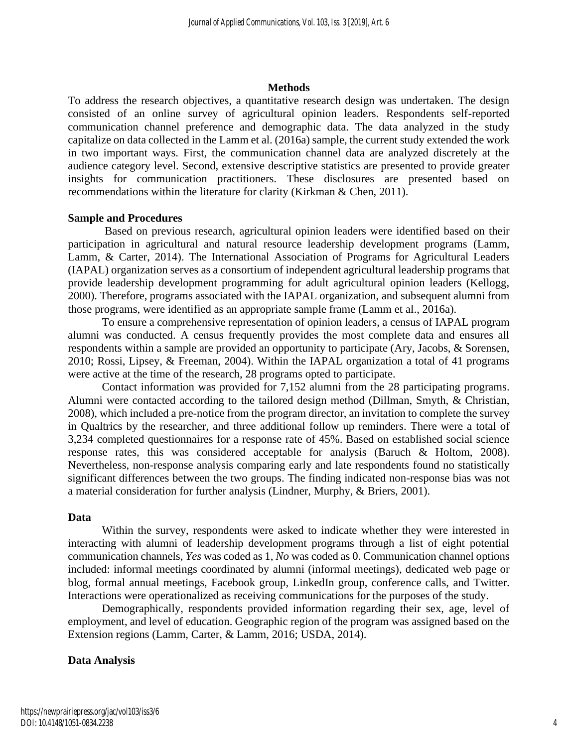## Methods

To address the research objectives, a quantitative research design was undertaken. The design consisted of an online survey of agricultural opinion leaders. Respondents self-reported communication channel preference and demographic data. The data analyzed in the study capitalize on data collected in the Lamm et al. (2016a) sample, the current study extended the work in two important ways. First, the communication channel data are analyzed discretely at the audience category level. Second, extensive descriptive statistics are presented to provide greater insights for communication practitioners. These disclosures are presented based on recommendations within the literature for clarity (Kirkman & Chen, 2011).

### Sample and Procedures

Based on previous research, agricultural opinion leaders were identified based on their participation in agricultural and natural resource leadership development programs (Lamm, Lamm, & Carter, 2014). The International Association of Programs for Agricultural Leaders (IAPAL) organization serves as a consortium of independent agricultural leadership programs that provide leadership development programming for adult agricultural opinion leaders (Kellogg, 2000). Therefore, programs associated with the IAPAL organization, and subsequent alumni from those programs, were identified as an appropriate sample frame (Lamm et al., 2016a).

To ensure a comprehensive representation of opinion leaders, a census of IAPAL program alumni was conducted. A census frequently provides the most complete data and ensures all respondents within a sample are provided an opportunity to participate (Ary, Jacobs, & Sorensen, 2010; Rossi, Lipsey, & Freeman, 2004). Within the IAPAL organization a total of 41 programs were active at the time of the research, 28 programs opted to participate.

Contact information was provided for 7,152 alumni from the 28 participating programs. Alumni were contacted according to the tailored design method (Dillman, Smyth, & Christian, 2008), which included a pre-notice from the program director, an invitation to complete the survey in Qualtrics by the researcher, and three additional follow up reminders. There were a total of 3,234 completed questionnaires for a response rate of 45%. Based on established social science response rates, this was considered acceptable for analysis (Baruch & Holtom, 2008). Nevertheless, non-response analysis comparing early and late respondents found no statistically significant differences between the two groups. The finding indicated non-response bias was not a material consideration for further analysis (Lindner, Murphy, & Briers, 2001).

### Data

Within the survey, respondents were asked to indicate whether they were interested in interacting with alumni of leadership development programs through a list of eight potential communication channels, *Yes* was coded as 1, *No* was coded as 0. Communication channel options included: informal meetings coordinated by alumni (informal meetings), dedicated web page or blog, formal annual meetings, Facebook group, LinkedIn group, conference calls, and Twitter. Interactions were operationalized as receiving communications for the purposes of the study.

Demographically, respondents provided information regarding their sex, age, level of employment, and level of education. Geographic region of the program was assigned based on the Extension regions (Lamm, Carter, & Lamm, 2016; USDA, 2014).

### Data Analysis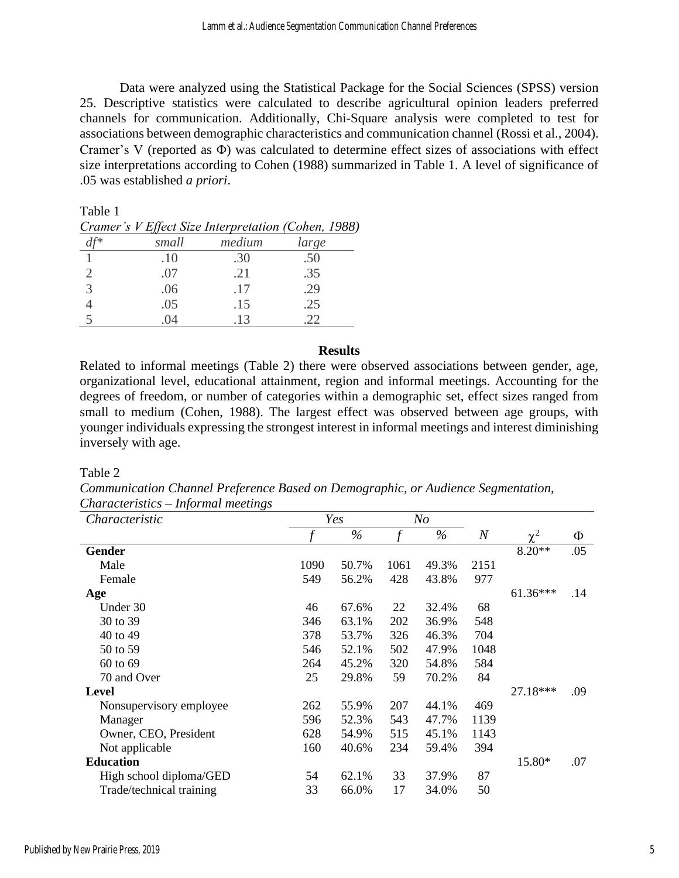Data were analyzed using the Statistical Package for the Social Sciences (SPSS) version 25. Descriptive statistics were calculated to describe agricultural opinion leaders preferred channels for communication. Additionally, Chi-Square analysis were completed to test for associations between demographic characteristics and communication channel (Rossi et al., 2004). Cramer's V (reported as Φ) was calculated to determine effect sizes of associations with effect size interpretations according to Cohen (1988) summarized in Table 1. A level of significance of .05 was established *a priori*.

Table 1

*Cramer's V Effect Size Interpretation (Cohen, 1988)*

| *df\** | *small* | *medium* | *large* |
|---|---|---|---|
| 1 | .10 | .30 | .50 |
| 2 | .07 | .21 | .35 |
| 3 | .06 | .17 | .29 |
| 4 | .05 | .15 | .25 |
| 5 | .04 | .13 | .22 |

## Results

Related to informal meetings (Table 2) there were observed associations between gender, age, organizational level, educational attainment, region and informal meetings. Accounting for the degrees of freedom, or number of categories within a demographic set, effect sizes ranged from small to medium (Cohen, 1988). The largest effect was observed between age groups, with younger individuals expressing the strongest interest in informal meetings and interest diminishing inversely with age.

Table 2

*Communication Channel Preference Based on Demographic, or Audience Segmentation, Characteristics – Informal meetings*

| *Characteristic* | *Yes* | | *No* | | | | |
|---|---|---|---|---|---|---|---|
| | *f* | *%* | *f* | *%* | *N* | $\chi^2$ | Φ |
| **Gender** | | | | | | 8.20** | .05 |
| Male | 1090 | 50.7% | 1061 | 49.3% | 2151 | | |
| Female | 549 | 56.2% | 428 | 43.8% | 977 | | |
| **Age** | | | | | | 61.36*** | .14 |
| Under 30 | 46 | 67.6% | 22 | 32.4% | 68 | | |
| 30 to 39 | 346 | 63.1% | 202 | 36.9% | 548 | | |
| 40 to 49 | 378 | 53.7% | 326 | 46.3% | 704 | | |
| 50 to 59 | 546 | 52.1% | 502 | 47.9% | 1048 | | |
| 60 to 69 | 264 | 45.2% | 320 | 54.8% | 584 | | |
| 70 and Over | 25 | 29.8% | 59 | 70.2% | 84 | | |
| **Level** | | | | | | 27.18*** | .09 |
| Nonsupervisory employee | 262 | 55.9% | 207 | 44.1% | 469 | | |
| Manager | 596 | 52.3% | 543 | 47.7% | 1139 | | |
| Owner, CEO, President | 628 | 54.9% | 515 | 45.1% | 1143 | | |
| Not applicable | 160 | 40.6% | 234 | 59.4% | 394 | | |
| **Education** | | | | | | 15.80* | .07 |
| High school diploma/GED | 54 | 62.1% | 33 | 37.9% | 87 | | |
| Trade/technical training | 33 | 66.0% | 17 | 34.0% | 50 | | |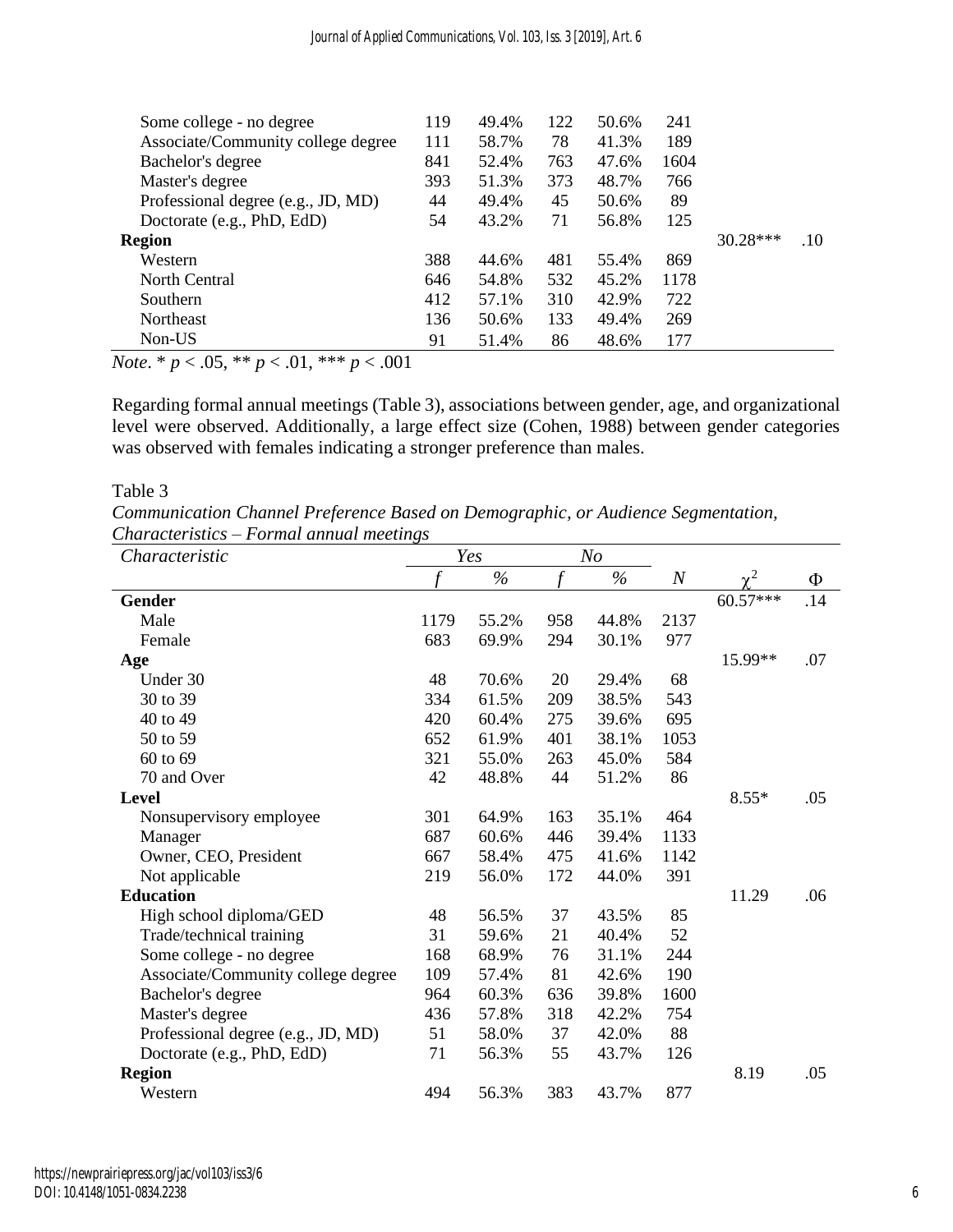| | | | | | | | |
|---|---|---|---|---|---|---|---|
| Some college - no degree | 119 | 49.4% | 122 | 50.6% | 241 | | |
| Associate/Community college degree | 111 | 58.7% | 78 | 41.3% | 189 | | |
| Bachelor's degree | 841 | 52.4% | 763 | 47.6% | 1604 | | |
| Master's degree | 393 | 51.3% | 373 | 48.7% | 766 | | |
| Professional degree (e.g., JD, MD) | 44 | 49.4% | 45 | 50.6% | 89 | | |
| Doctorate (e.g., PhD, EdD) | 54 | 43.2% | 71 | 56.8% | 125 | | |
| **Region** | | | | | | 30.28*** | .10 |
| Western | 388 | 44.6% | 481 | 55.4% | 869 | | |
| North Central | 646 | 54.8% | 532 | 45.2% | 1178 | | |
| Southern | 412 | 57.1% | 310 | 42.9% | 722 | | |
| Northeast | 136 | 50.6% | 133 | 49.4% | 269 | | |
| Non-US | 91 | 51.4% | 86 | 48.6% | 177 | | |

*Note*. * $p < .05$, ** $p < .01$, *** $p < .001$

Regarding formal annual meetings (Table 3), associations between gender, age, and organizational level were observed. Additionally, a large effect size (Cohen, 1988) between gender categories was observed with females indicating a stronger preference than males.

Table 3

*Communication Channel Preference Based on Demographic, or Audience Segmentation, Characteristics – Formal annual meetings*

| *Characteristic* | *Yes* | | *No* | | | | |
|---|---|---|---|---|---|---|---|
| | *f* | *%* | *f* | *%* | *N* | $\chi^2$ | $\Phi$ |
| **Gender** | | | | | | 60.57*** | .14 |
| Male | 1179 | 55.2% | 958 | 44.8% | 2137 | | |
| Female | 683 | 69.9% | 294 | 30.1% | 977 | | |
| **Age** | | | | | | 15.99** | .07 |
| Under 30 | 48 | 70.6% | 20 | 29.4% | 68 | | |
| 30 to 39 | 334 | 61.5% | 209 | 38.5% | 543 | | |
| 40 to 49 | 420 | 60.4% | 275 | 39.6% | 695 | | |
| 50 to 59 | 652 | 61.9% | 401 | 38.1% | 1053 | | |
| 60 to 69 | 321 | 55.0% | 263 | 45.0% | 584 | | |
| 70 and Over | 42 | 48.8% | 44 | 51.2% | 86 | | |
| **Level** | | | | | | 8.55* | .05 |
| Nonsupervisory employee | 301 | 64.9% | 163 | 35.1% | 464 | | |
| Manager | 687 | 60.6% | 446 | 39.4% | 1133 | | |
| Owner, CEO, President | 667 | 58.4% | 475 | 41.6% | 1142 | | |
| Not applicable | 219 | 56.0% | 172 | 44.0% | 391 | | |
| **Education** | | | | | | 11.29 | .06 |
| High school diploma/GED | 48 | 56.5% | 37 | 43.5% | 85 | | |
| Trade/technical training | 31 | 59.6% | 21 | 40.4% | 52 | | |
| Some college - no degree | 168 | 68.9% | 76 | 31.1% | 244 | | |
| Associate/Community college degree | 109 | 57.4% | 81 | 42.6% | 190 | | |
| Bachelor's degree | 964 | 60.3% | 636 | 39.8% | 1600 | | |
| Master's degree | 436 | 57.8% | 318 | 42.2% | 754 | | |
| Professional degree (e.g., JD, MD) | 51 | 58.0% | 37 | 42.0% | 88 | | |
| Doctorate (e.g., PhD, EdD) | 71 | 56.3% | 55 | 43.7% | 126 | | |
| **Region** | | | | | | 8.19 | .05 |
| Western | 494 | 56.3% | 383 | 43.7% | 877 | | |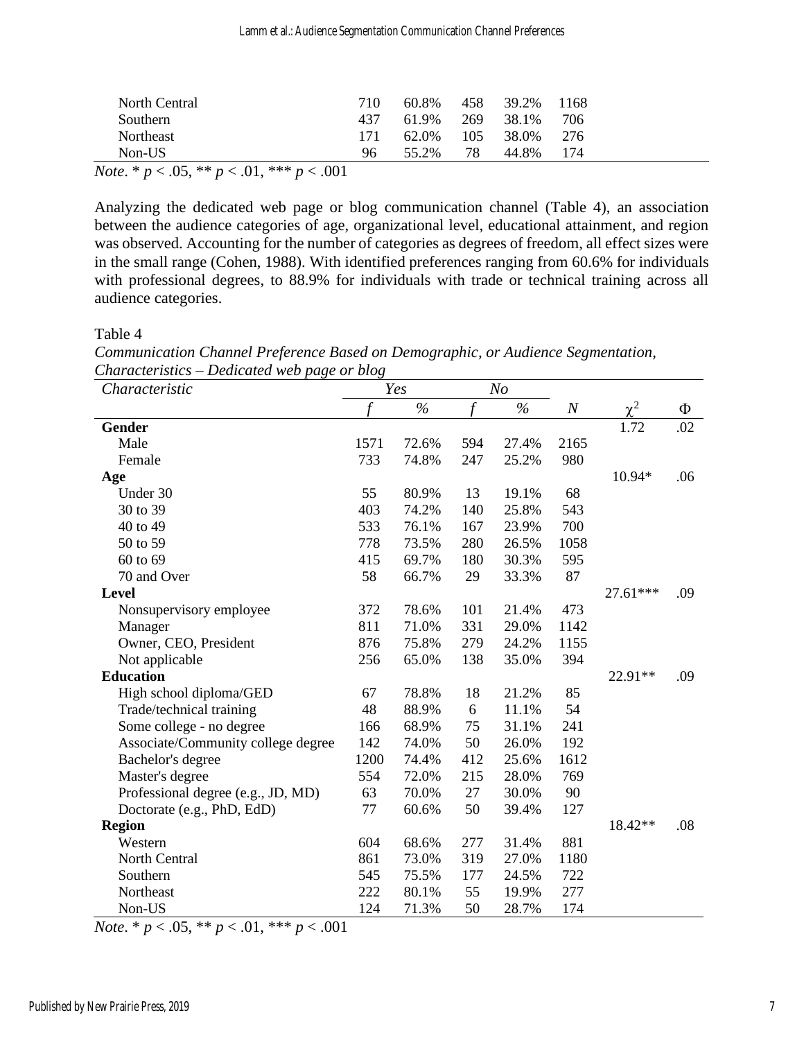| North Central | 710 | 60.8% | 458 | 39.2% | 1168 | | |
|---|---|---|---|---|---|---|---|
| Southern | 437 | 61.9% | 269 | 38.1% | 706 | | |
| Northeast | 171 | 62.0% | 105 | 38.0% | 276 | | |
| Non-US | 96 | 55.2% | 78 | 44.8% | 174 | | |

*Note*. * $p < .05$, ** $p < .01$, *** $p < .001$

Analyzing the dedicated web page or blog communication channel (Table 4), an association between the audience categories of age, organizational level, educational attainment, and region was observed. Accounting for the number of categories as degrees of freedom, all effect sizes were in the small range (Cohen, 1988). With identified preferences ranging from 60.6% for individuals with professional degrees, to 88.9% for individuals with trade or technical training across all audience categories.

Table 4

*Communication Channel Preference Based on Demographic, or Audience Segmentation, Characteristics – Dedicated web page or blog*

| *Characteristic* | *Yes* | | *No* | | | | |
|---|---|---|---|---|---|---|---|
| | *f* | % | *f* | % | *N* | $\chi^2$ | $\Phi$ |
| **Gender** | | | | | | 1.72 | .02 |
| Male | 1571 | 72.6% | 594 | 27.4% | 2165 | | |
| Female | 733 | 74.8% | 247 | 25.2% | 980 | | |
| **Age** | | | | | | 10.94* | .06 |
| Under 30 | 55 | 80.9% | 13 | 19.1% | 68 | | |
| 30 to 39 | 403 | 74.2% | 140 | 25.8% | 543 | | |
| 40 to 49 | 533 | 76.1% | 167 | 23.9% | 700 | | |
| 50 to 59 | 778 | 73.5% | 280 | 26.5% | 1058 | | |
| 60 to 69 | 415 | 69.7% | 180 | 30.3% | 595 | | |
| 70 and Over | 58 | 66.7% | 29 | 33.3% | 87 | | |
| **Level** | | | | | | 27.61*** | .09 |
| Nonsupervisory employee | 372 | 78.6% | 101 | 21.4% | 473 | | |
| Manager | 811 | 71.0% | 331 | 29.0% | 1142 | | |
| Owner, CEO, President | 876 | 75.8% | 279 | 24.2% | 1155 | | |
| Not applicable | 256 | 65.0% | 138 | 35.0% | 394 | | |
| **Education** | | | | | | 22.91** | .09 |
| High school diploma/GED | 67 | 78.8% | 18 | 21.2% | 85 | | |
| Trade/technical training | 48 | 88.9% | 6 | 11.1% | 54 | | |
| Some college - no degree | 166 | 68.9% | 75 | 31.1% | 241 | | |
| Associate/Community college degree | 142 | 74.0% | 50 | 26.0% | 192 | | |
| Bachelor's degree | 1200 | 74.4% | 412 | 25.6% | 1612 | | |
| Master's degree | 554 | 72.0% | 215 | 28.0% | 769 | | |
| Professional degree (e.g., JD, MD) | 63 | 70.0% | 27 | 30.0% | 90 | | |
| Doctorate (e.g., PhD, EdD) | 77 | 60.6% | 50 | 39.4% | 127 | | |
| **Region** | | | | | | 18.42** | .08 |
| Western | 604 | 68.6% | 277 | 31.4% | 881 | | |
| North Central | 861 | 73.0% | 319 | 27.0% | 1180 | | |
| Southern | 545 | 75.5% | 177 | 24.5% | 722 | | |
| Northeast | 222 | 80.1% | 55 | 19.9% | 277 | | |
| Non-US | 124 | 71.3% | 50 | 28.7% | 174 | | |

*Note*. * $p < .05$, ** $p < .01$, *** $p < .001$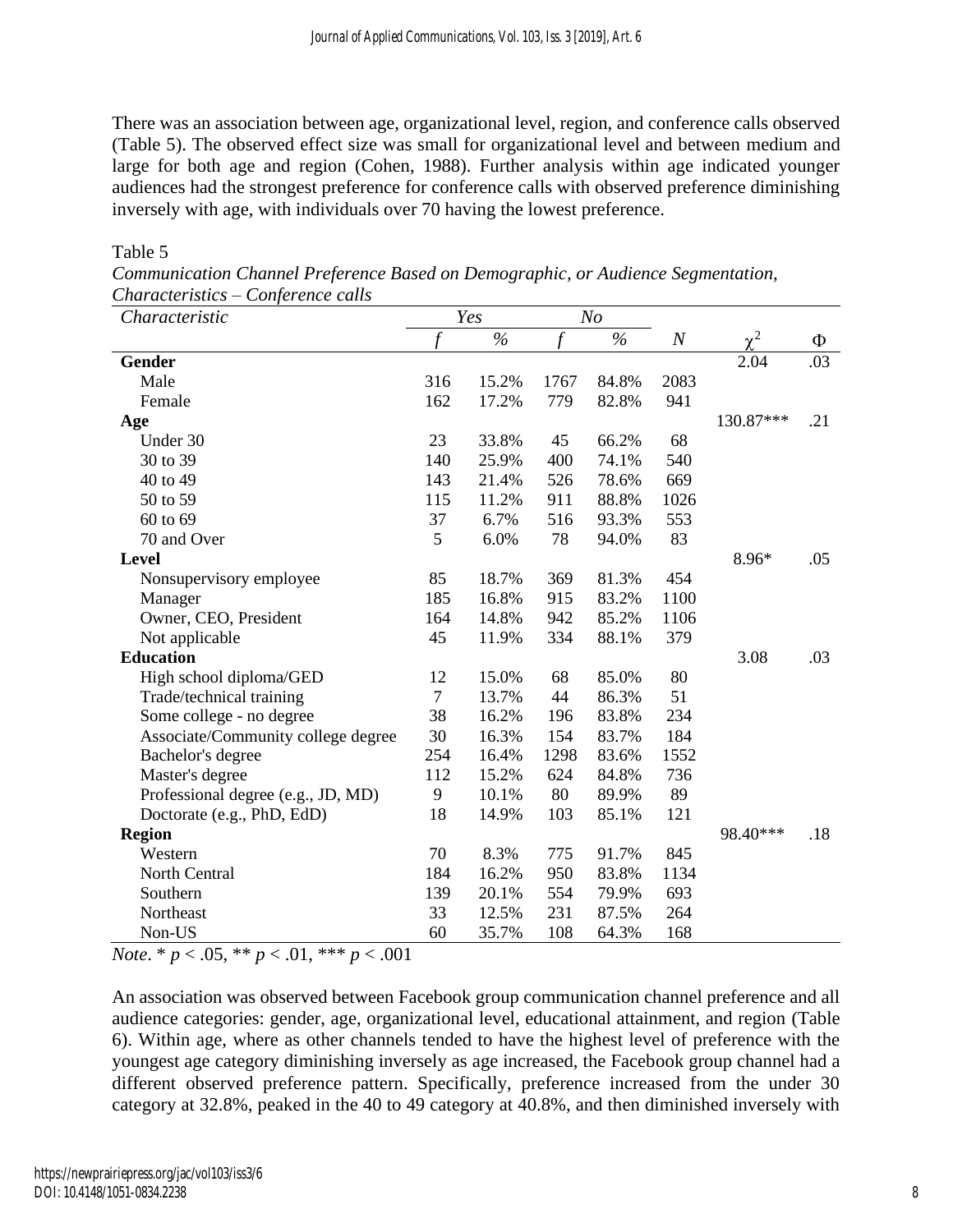There was an association between age, organizational level, region, and conference calls observed (Table 5). The observed effect size was small for organizational level and between medium and large for both age and region (Cohen, 1988). Further analysis within age indicated younger audiences had the strongest preference for conference calls with observed preference diminishing inversely with age, with individuals over 70 having the lowest preference.

Table 5

*Communication Channel Preference Based on Demographic, or Audience Segmentation, Characteristics – Conference calls*

| *Characteristic* | *Yes* | | *No* | | | | |
|---|---|---|---|---|---|---|---|
| | *f* | *%* | *f* | *%* | *N* | $\chi^2$ | Φ |
| **Gender** | | | | | | 2.04 | .03 |
| Male | 316 | 15.2% | 1767 | 84.8% | 2083 | | |
| Female | 162 | 17.2% | 779 | 82.8% | 941 | | |
| **Age** | | | | | | 130.87*** | .21 |
| Under 30 | 23 | 33.8% | 45 | 66.2% | 68 | | |
| 30 to 39 | 140 | 25.9% | 400 | 74.1% | 540 | | |
| 40 to 49 | 143 | 21.4% | 526 | 78.6% | 669 | | |
| 50 to 59 | 115 | 11.2% | 911 | 88.8% | 1026 | | |
| 60 to 69 | 37 | 6.7% | 516 | 93.3% | 553 | | |
| 70 and Over | 5 | 6.0% | 78 | 94.0% | 83 | | |
| **Level** | | | | | | 8.96* | .05 |
| Nonsupervisory employee | 85 | 18.7% | 369 | 81.3% | 454 | | |
| Manager | 185 | 16.8% | 915 | 83.2% | 1100 | | |
| Owner, CEO, President | 164 | 14.8% | 942 | 85.2% | 1106 | | |
| Not applicable | 45 | 11.9% | 334 | 88.1% | 379 | | |
| **Education** | | | | | | 3.08 | .03 |
| High school diploma/GED | 12 | 15.0% | 68 | 85.0% | 80 | | |
| Trade/technical training | 7 | 13.7% | 44 | 86.3% | 51 | | |
| Some college - no degree | 38 | 16.2% | 196 | 83.8% | 234 | | |
| Associate/Community college degree | 30 | 16.3% | 154 | 83.7% | 184 | | |
| Bachelor's degree | 254 | 16.4% | 1298 | 83.6% | 1552 | | |
| Master's degree | 112 | 15.2% | 624 | 84.8% | 736 | | |
| Professional degree (e.g., JD, MD) | 9 | 10.1% | 80 | 89.9% | 89 | | |
| Doctorate (e.g., PhD, EdD) | 18 | 14.9% | 103 | 85.1% | 121 | | |
| **Region** | | | | | | 98.40*** | .18 |
| Western | 70 | 8.3% | 775 | 91.7% | 845 | | |
| North Central | 184 | 16.2% | 950 | 83.8% | 1134 | | |
| Southern | 139 | 20.1% | 554 | 79.9% | 693 | | |
| Northeast | 33 | 12.5% | 231 | 87.5% | 264 | | |
| Non-US | 60 | 35.7% | 108 | 64.3% | 168 | | |

*Note*. * $p < .05$, ** $p < .01$, *** $p < .001$

An association was observed between Facebook group communication channel preference and all audience categories: gender, age, organizational level, educational attainment, and region (Table 6). Within age, where as other channels tended to have the highest level of preference with the youngest age category diminishing inversely as age increased, the Facebook group channel had a different observed preference pattern. Specifically, preference increased from the under 30 category at 32.8%, peaked in the 40 to 49 category at 40.8%, and then diminished inversely with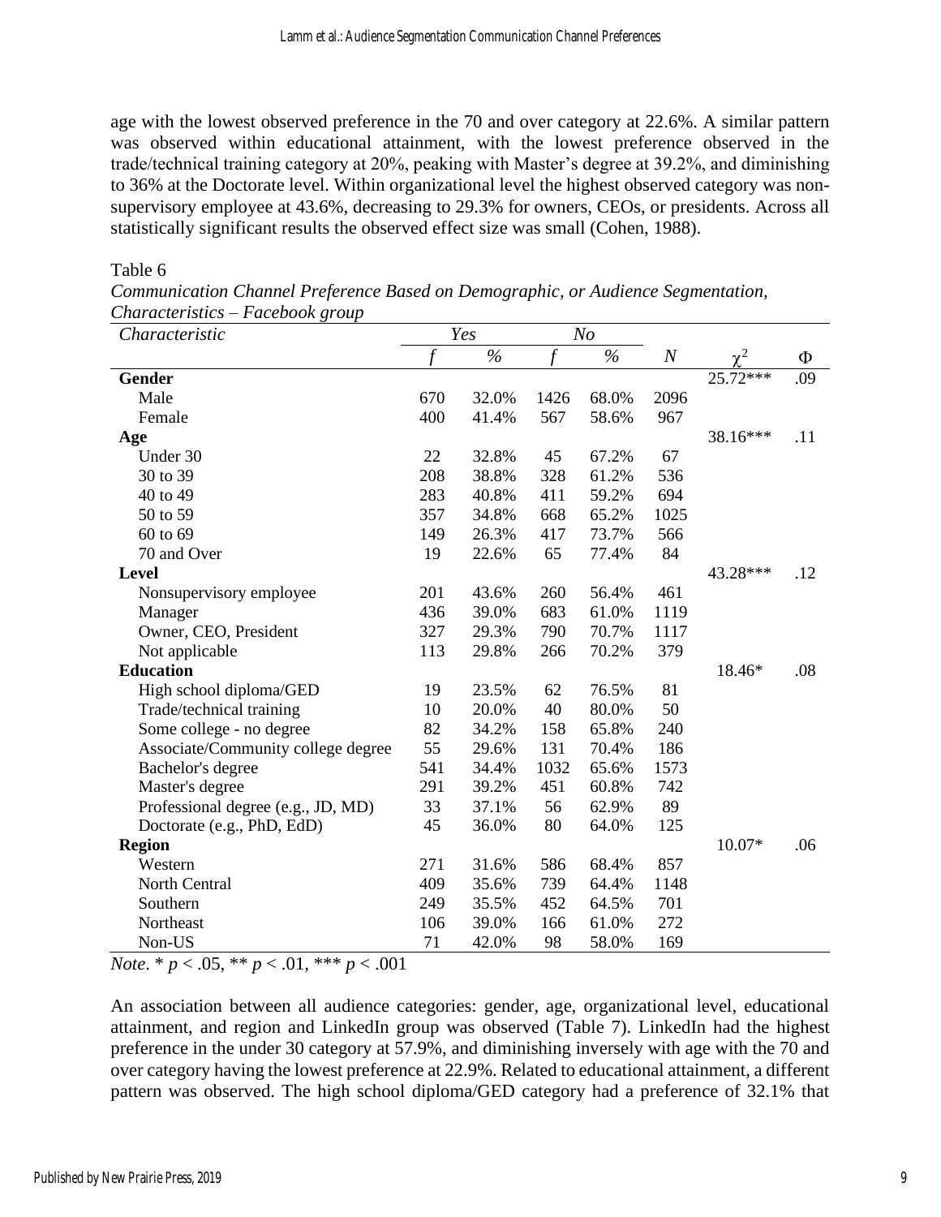age with the lowest observed preference in the 70 and over category at 22.6%. A similar pattern was observed within educational attainment, with the lowest preference observed in the trade/technical training category at 20%, peaking with Master's degree at 39.2%, and diminishing to 36% at the Doctorate level. Within organizational level the highest observed category was non-supervisory employee at 43.6%, decreasing to 29.3% for owners, CEOs, or presidents. Across all statistically significant results the observed effect size was small (Cohen, 1988).

Table 6

*Communication Channel Preference Based on Demographic, or Audience Segmentation, Characteristics – Facebook group*

| *Characteristic* | *Yes* | | *No* | | | | |
|---|---|---|---|---|---|---|---|
| | *f* | *%* | *f* | *%* | *N* | $\chi^2$ | Φ |
| **Gender** | | | | | | 25.72*** | .09 |
| Male | 670 | 32.0% | 1426 | 68.0% | 2096 | | |
| Female | 400 | 41.4% | 567 | 58.6% | 967 | | |
| **Age** | | | | | | 38.16*** | .11 |
| Under 30 | 22 | 32.8% | 45 | 67.2% | 67 | | |
| 30 to 39 | 208 | 38.8% | 328 | 61.2% | 536 | | |
| 40 to 49 | 283 | 40.8% | 411 | 59.2% | 694 | | |
| 50 to 59 | 357 | 34.8% | 668 | 65.2% | 1025 | | |
| 60 to 69 | 149 | 26.3% | 417 | 73.7% | 566 | | |
| 70 and Over | 19 | 22.6% | 65 | 77.4% | 84 | | |
| **Level** | | | | | | 43.28*** | .12 |
| Nonsupervisory employee | 201 | 43.6% | 260 | 56.4% | 461 | | |
| Manager | 436 | 39.0% | 683 | 61.0% | 1119 | | |
| Owner, CEO, President | 327 | 29.3% | 790 | 70.7% | 1117 | | |
| Not applicable | 113 | 29.8% | 266 | 70.2% | 379 | | |
| **Education** | | | | | | 18.46* | .08 |
| High school diploma/GED | 19 | 23.5% | 62 | 76.5% | 81 | | |
| Trade/technical training | 10 | 20.0% | 40 | 80.0% | 50 | | |
| Some college - no degree | 82 | 34.2% | 158 | 65.8% | 240 | | |
| Associate/Community college degree | 55 | 29.6% | 131 | 70.4% | 186 | | |
| Bachelor's degree | 541 | 34.4% | 1032 | 65.6% | 1573 | | |
| Master's degree | 291 | 39.2% | 451 | 60.8% | 742 | | |
| Professional degree (e.g., JD, MD) | 33 | 37.1% | 56 | 62.9% | 89 | | |
| Doctorate (e.g., PhD, EdD) | 45 | 36.0% | 80 | 64.0% | 125 | | |
| **Region** | | | | | | 10.07* | .06 |
| Western | 271 | 31.6% | 586 | 68.4% | 857 | | |
| North Central | 409 | 35.6% | 739 | 64.4% | 1148 | | |
| Southern | 249 | 35.5% | 452 | 64.5% | 701 | | |
| Northeast | 106 | 39.0% | 166 | 61.0% | 272 | | |
| Non-US | 71 | 42.0% | 98 | 58.0% | 169 | | |

*Note*. * $p < .05$, ** $p < .01$, *** $p < .001$

An association between all audience categories: gender, age, organizational level, educational attainment, and region and LinkedIn group was observed (Table 7). LinkedIn had the highest preference in the under 30 category at 57.9%, and diminishing inversely with age with the 70 and over category having the lowest preference at 22.9%. Related to educational attainment, a different pattern was observed. The high school diploma/GED category had a preference of 32.1% that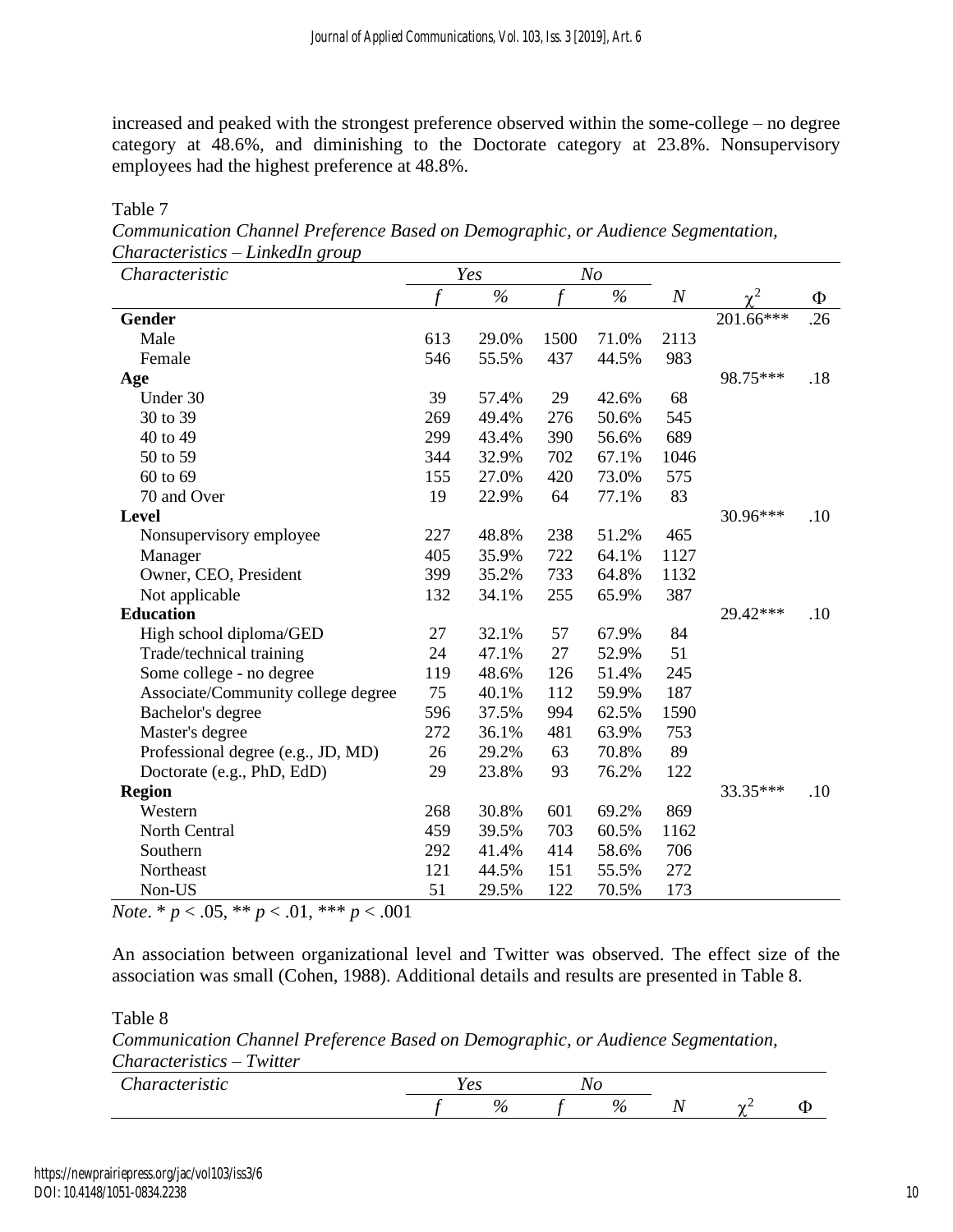increased and peaked with the strongest preference observed within the some-college – no degree category at 48.6%, and diminishing to the Doctorate category at 23.8%. Nonsupervisory employees had the highest preference at 48.8%.

Table 7

*Communication Channel Preference Based on Demographic, or Audience Segmentation, Characteristics – LinkedIn group*

| *Characteristic* | *Yes* | | *No* | | | | |
|---|---|---|---|---|---|---|---|
| | *f* | *%* | *f* | *%* | *N* | $\chi^2$ | Φ |
| **Gender** | | | | | | 201.66*** | .26 |
| Male | 613 | 29.0% | 1500 | 71.0% | 2113 | | |
| Female | 546 | 55.5% | 437 | 44.5% | 983 | | |
| **Age** | | | | | | 98.75*** | .18 |
| Under 30 | 39 | 57.4% | 29 | 42.6% | 68 | | |
| 30 to 39 | 269 | 49.4% | 276 | 50.6% | 545 | | |
| 40 to 49 | 299 | 43.4% | 390 | 56.6% | 689 | | |
| 50 to 59 | 344 | 32.9% | 702 | 67.1% | 1046 | | |
| 60 to 69 | 155 | 27.0% | 420 | 73.0% | 575 | | |
| 70 and Over | 19 | 22.9% | 64 | 77.1% | 83 | | |
| **Level** | | | | | | 30.96*** | .10 |
| Nonsupervisory employee | 227 | 48.8% | 238 | 51.2% | 465 | | |
| Manager | 405 | 35.9% | 722 | 64.1% | 1127 | | |
| Owner, CEO, President | 399 | 35.2% | 733 | 64.8% | 1132 | | |
| Not applicable | 132 | 34.1% | 255 | 65.9% | 387 | | |
| **Education** | | | | | | 29.42*** | .10 |
| High school diploma/GED | 27 | 32.1% | 57 | 67.9% | 84 | | |
| Trade/technical training | 24 | 47.1% | 27 | 52.9% | 51 | | |
| Some college - no degree | 119 | 48.6% | 126 | 51.4% | 245 | | |
| Associate/Community college degree | 75 | 40.1% | 112 | 59.9% | 187 | | |
| Bachelor's degree | 596 | 37.5% | 994 | 62.5% | 1590 | | |
| Master's degree | 272 | 36.1% | 481 | 63.9% | 753 | | |
| Professional degree (e.g., JD, MD) | 26 | 29.2% | 63 | 70.8% | 89 | | |
| Doctorate (e.g., PhD, EdD) | 29 | 23.8% | 93 | 76.2% | 122 | | |
| **Region** | | | | | | 33.35*** | .10 |
| Western | 268 | 30.8% | 601 | 69.2% | 869 | | |
| North Central | 459 | 39.5% | 703 | 60.5% | 1162 | | |
| Southern | 292 | 41.4% | 414 | 58.6% | 706 | | |
| Northeast | 121 | 44.5% | 151 | 55.5% | 272 | | |
| Non-US | 51 | 29.5% | 122 | 70.5% | 173 | | |

*Note*. * $p < .05$, ** $p < .01$, *** $p < .001$

An association between organizational level and Twitter was observed. The effect size of the association was small (Cohen, 1988). Additional details and results are presented in Table 8.

Table 8

*Communication Channel Preference Based on Demographic, or Audience Segmentation, Characteristics – Twitter*

| *Characteristic* | *Yes* | | *No* | | | | |
|---|---|---|---|---|---|---|---|
| | *f* | *%* | *f* | *%* | *N* | $\chi^2$ | Φ |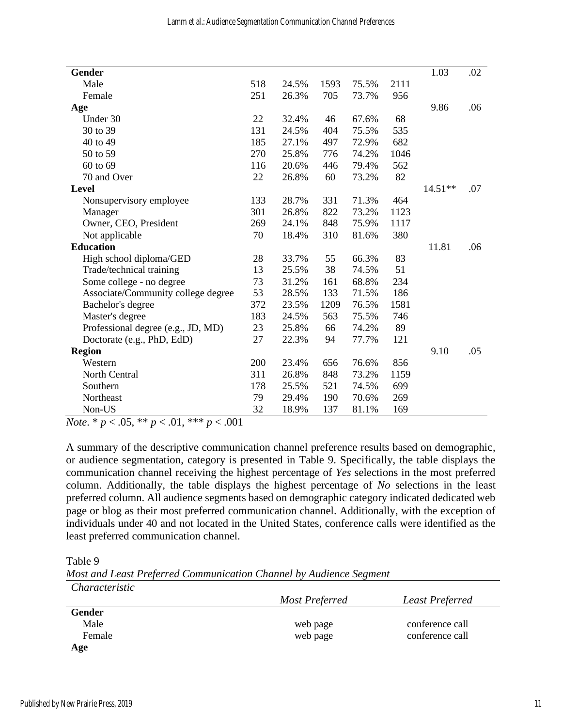| | | | | | | | |
|---|---|---|---|---|---|---|---|
| **Gender** | | | | | | 1.03 | .02 |
| Male | 518 | 24.5% | 1593 | 75.5% | 2111 | | |
| Female | 251 | 26.3% | 705 | 73.7% | 956 | | |
| **Age** | | | | | | 9.86 | .06 |
| Under 30 | 22 | 32.4% | 46 | 67.6% | 68 | | |
| 30 to 39 | 131 | 24.5% | 404 | 75.5% | 535 | | |
| 40 to 49 | 185 | 27.1% | 497 | 72.9% | 682 | | |
| 50 to 59 | 270 | 25.8% | 776 | 74.2% | 1046 | | |
| 60 to 69 | 116 | 20.6% | 446 | 79.4% | 562 | | |
| 70 and Over | 22 | 26.8% | 60 | 73.2% | 82 | | |
| **Level** | | | | | | 14.51** | .07 |
| Nonsupervisory employee | 133 | 28.7% | 331 | 71.3% | 464 | | |
| Manager | 301 | 26.8% | 822 | 73.2% | 1123 | | |
| Owner, CEO, President | 269 | 24.1% | 848 | 75.9% | 1117 | | |
| Not applicable | 70 | 18.4% | 310 | 81.6% | 380 | | |
| **Education** | | | | | | 11.81 | .06 |
| High school diploma/GED | 28 | 33.7% | 55 | 66.3% | 83 | | |
| Trade/technical training | 13 | 25.5% | 38 | 74.5% | 51 | | |
| Some college - no degree | 73 | 31.2% | 161 | 68.8% | 234 | | |
| Associate/Community college degree | 53 | 28.5% | 133 | 71.5% | 186 | | |
| Bachelor's degree | 372 | 23.5% | 1209 | 76.5% | 1581 | | |
| Master's degree | 183 | 24.5% | 563 | 75.5% | 746 | | |
| Professional degree (e.g., JD, MD) | 23 | 25.8% | 66 | 74.2% | 89 | | |
| Doctorate (e.g., PhD, EdD) | 27 | 22.3% | 94 | 77.7% | 121 | | |
| **Region** | | | | | | 9.10 | .05 |
| Western | 200 | 23.4% | 656 | 76.6% | 856 | | |
| North Central | 311 | 26.8% | 848 | 73.2% | 1159 | | |
| Southern | 178 | 25.5% | 521 | 74.5% | 699 | | |
| Northeast | 79 | 29.4% | 190 | 70.6% | 269 | | |
| Non-US | 32 | 18.9% | 137 | 81.1% | 169 | | |

*Note*. * $p < .05$, ** $p < .01$, *** $p < .001$

A summary of the descriptive communication channel preference results based on demographic, or audience segmentation, category is presented in Table 9. Specifically, the table displays the communication channel receiving the highest percentage of *Yes* selections in the most preferred column. Additionally, the table displays the highest percentage of *No* selections in the least preferred column. All audience segments based on demographic category indicated dedicated web page or blog as their most preferred communication channel. Additionally, with the exception of individuals under 40 and not located in the United States, conference calls were identified as the least preferred communication channel.

Table 9

*Most and Least Preferred Communication Channel by Audience Segment*

| *Characteristic* | *Most Preferred* | *Least Preferred* |
|---|---|---|
| **Gender** | | |
| Male | web page | conference call |
| Female | web page | conference call |
| **Age** | | |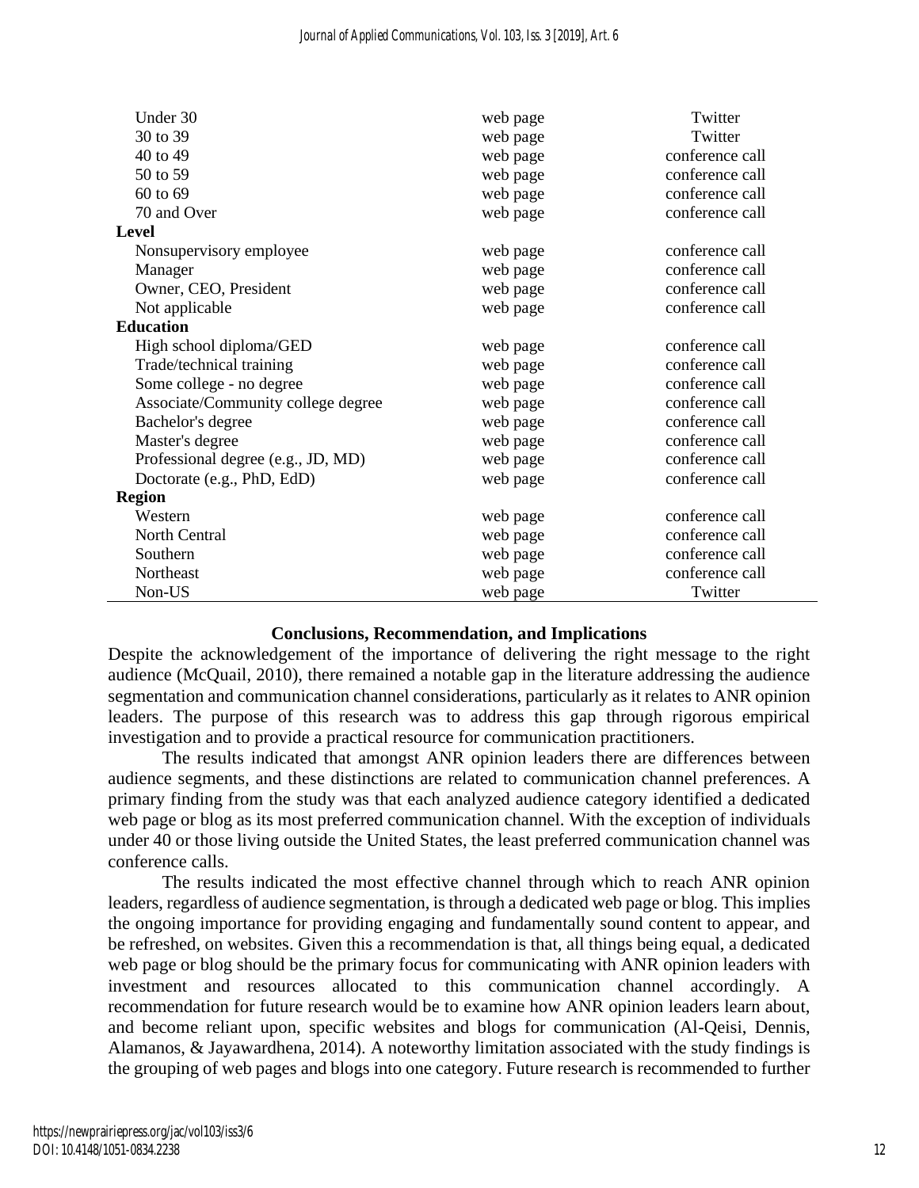| | | |
|---|---|---|
| Under 30 | web page | Twitter |
| 30 to 39 | web page | Twitter |
| 40 to 49 | web page | conference call |
| 50 to 59 | web page | conference call |
| 60 to 69 | web page | conference call |
| 70 and Over | web page | conference call |
| **Level** | | |
| Nonsupervisory employee | web page | conference call |
| Manager | web page | conference call |
| Owner, CEO, President | web page | conference call |
| Not applicable | web page | conference call |
| **Education** | | |
| High school diploma/GED | web page | conference call |
| Trade/technical training | web page | conference call |
| Some college - no degree | web page | conference call |
| Associate/Community college degree | web page | conference call |
| Bachelor's degree | web page | conference call |
| Master's degree | web page | conference call |
| Professional degree (e.g., JD, MD) | web page | conference call |
| Doctorate (e.g., PhD, EdD) | web page | conference call |
| **Region** | | |
| Western | web page | conference call |
| North Central | web page | conference call |
| Southern | web page | conference call |
| Northeast | web page | conference call |
| Non-US | web page | Twitter |

## Conclusions, Recommendation, and Implications

Despite the acknowledgement of the importance of delivering the right message to the right audience (McQuail, 2010), there remained a notable gap in the literature addressing the audience segmentation and communication channel considerations, particularly as it relates to ANR opinion leaders. The purpose of this research was to address this gap through rigorous empirical investigation and to provide a practical resource for communication practitioners.

The results indicated that amongst ANR opinion leaders there are differences between audience segments, and these distinctions are related to communication channel preferences. A primary finding from the study was that each analyzed audience category identified a dedicated web page or blog as its most preferred communication channel. With the exception of individuals under 40 or those living outside the United States, the least preferred communication channel was conference calls.

The results indicated the most effective channel through which to reach ANR opinion leaders, regardless of audience segmentation, is through a dedicated web page or blog. This implies the ongoing importance for providing engaging and fundamentally sound content to appear, and be refreshed, on websites. Given this a recommendation is that, all things being equal, a dedicated web page or blog should be the primary focus for communicating with ANR opinion leaders with investment and resources allocated to this communication channel accordingly. A recommendation for future research would be to examine how ANR opinion leaders learn about, and become reliant upon, specific websites and blogs for communication (Al-Qeisi, Dennis, Alamanos, & Jayawardhena, 2014). A noteworthy limitation associated with the study findings is the grouping of web pages and blogs into one category. Future research is recommended to further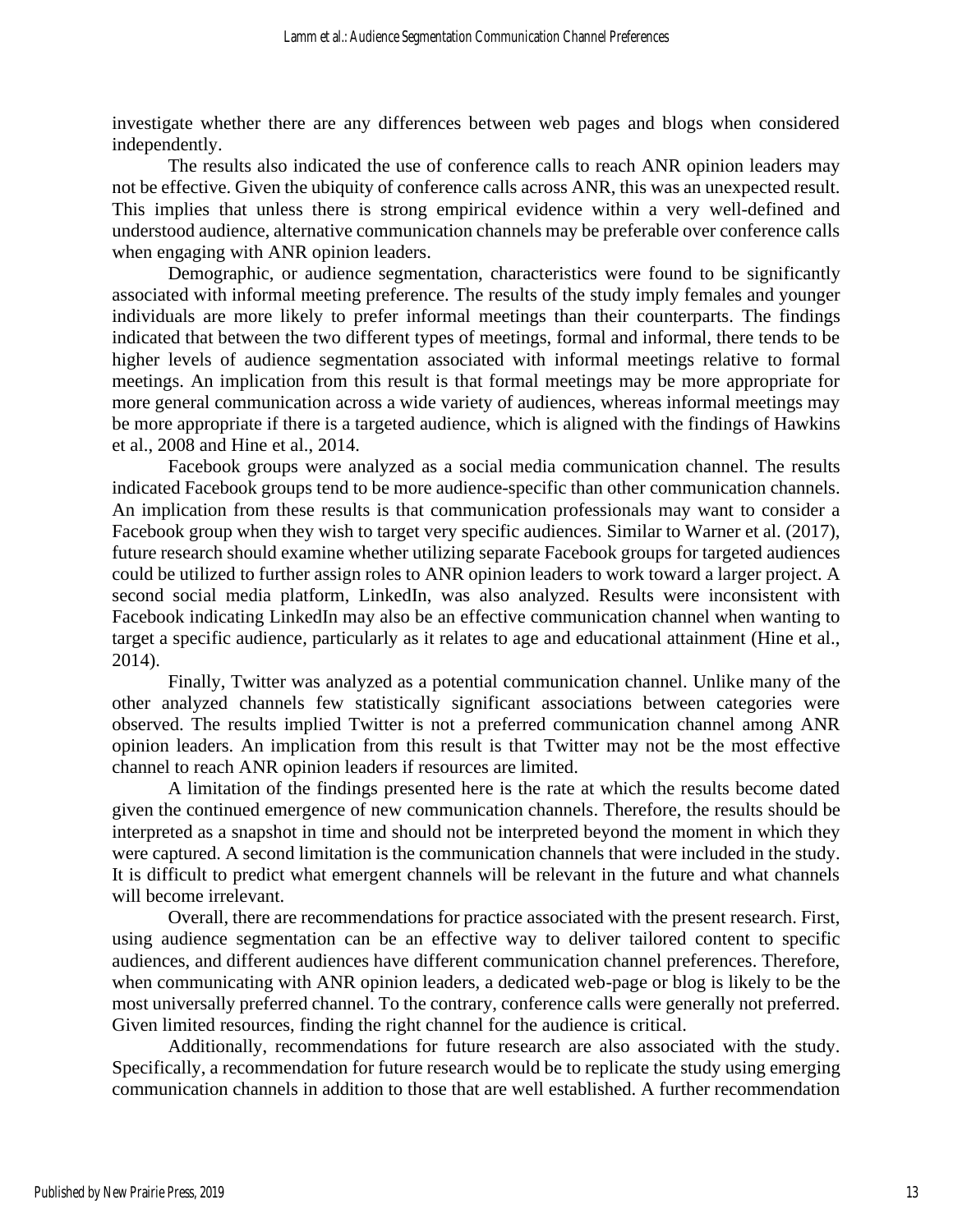investigate whether there are any differences between web pages and blogs when considered independently.

The results also indicated the use of conference calls to reach ANR opinion leaders may not be effective. Given the ubiquity of conference calls across ANR, this was an unexpected result. This implies that unless there is strong empirical evidence within a very well-defined and understood audience, alternative communication channels may be preferable over conference calls when engaging with ANR opinion leaders.

Demographic, or audience segmentation, characteristics were found to be significantly associated with informal meeting preference. The results of the study imply females and younger individuals are more likely to prefer informal meetings than their counterparts. The findings indicated that between the two different types of meetings, formal and informal, there tends to be higher levels of audience segmentation associated with informal meetings relative to formal meetings. An implication from this result is that formal meetings may be more appropriate for more general communication across a wide variety of audiences, whereas informal meetings may be more appropriate if there is a targeted audience, which is aligned with the findings of Hawkins et al., 2008 and Hine et al., 2014.

Facebook groups were analyzed as a social media communication channel. The results indicated Facebook groups tend to be more audience-specific than other communication channels. An implication from these results is that communication professionals may want to consider a Facebook group when they wish to target very specific audiences. Similar to Warner et al. (2017), future research should examine whether utilizing separate Facebook groups for targeted audiences could be utilized to further assign roles to ANR opinion leaders to work toward a larger project. A second social media platform, LinkedIn, was also analyzed. Results were inconsistent with Facebook indicating LinkedIn may also be an effective communication channel when wanting to target a specific audience, particularly as it relates to age and educational attainment (Hine et al., 2014).

Finally, Twitter was analyzed as a potential communication channel. Unlike many of the other analyzed channels few statistically significant associations between categories were observed. The results implied Twitter is not a preferred communication channel among ANR opinion leaders. An implication from this result is that Twitter may not be the most effective channel to reach ANR opinion leaders if resources are limited.

A limitation of the findings presented here is the rate at which the results become dated given the continued emergence of new communication channels. Therefore, the results should be interpreted as a snapshot in time and should not be interpreted beyond the moment in which they were captured. A second limitation is the communication channels that were included in the study. It is difficult to predict what emergent channels will be relevant in the future and what channels will become irrelevant.

Overall, there are recommendations for practice associated with the present research. First, using audience segmentation can be an effective way to deliver tailored content to specific audiences, and different audiences have different communication channel preferences. Therefore, when communicating with ANR opinion leaders, a dedicated web-page or blog is likely to be the most universally preferred channel. To the contrary, conference calls were generally not preferred. Given limited resources, finding the right channel for the audience is critical.

Additionally, recommendations for future research are also associated with the study. Specifically, a recommendation for future research would be to replicate the study using emerging communication channels in addition to those that are well established. A further recommendation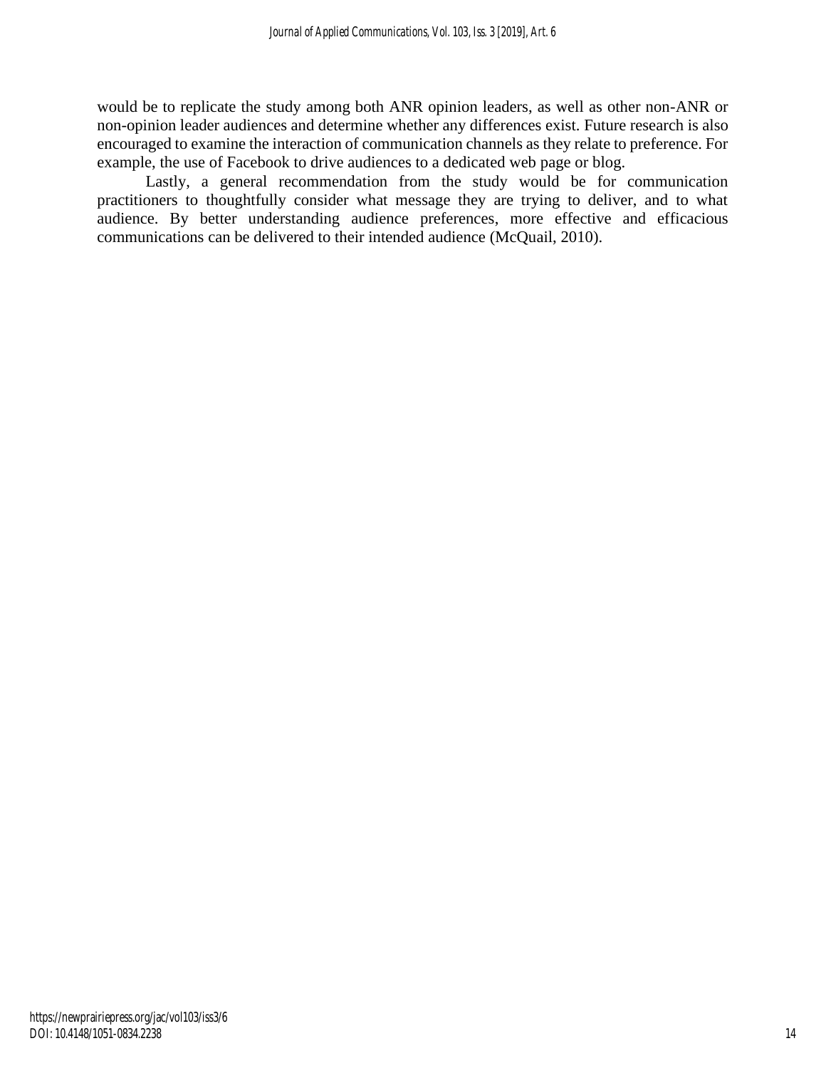would be to replicate the study among both ANR opinion leaders, as well as other non-ANR or non-opinion leader audiences and determine whether any differences exist. Future research is also encouraged to examine the interaction of communication channels as they relate to preference. For example, the use of Facebook to drive audiences to a dedicated web page or blog.

Lastly, a general recommendation from the study would be for communication practitioners to thoughtfully consider what message they are trying to deliver, and to what audience. By better understanding audience preferences, more effective and efficacious communications can be delivered to their intended audience (McQuail, 2010).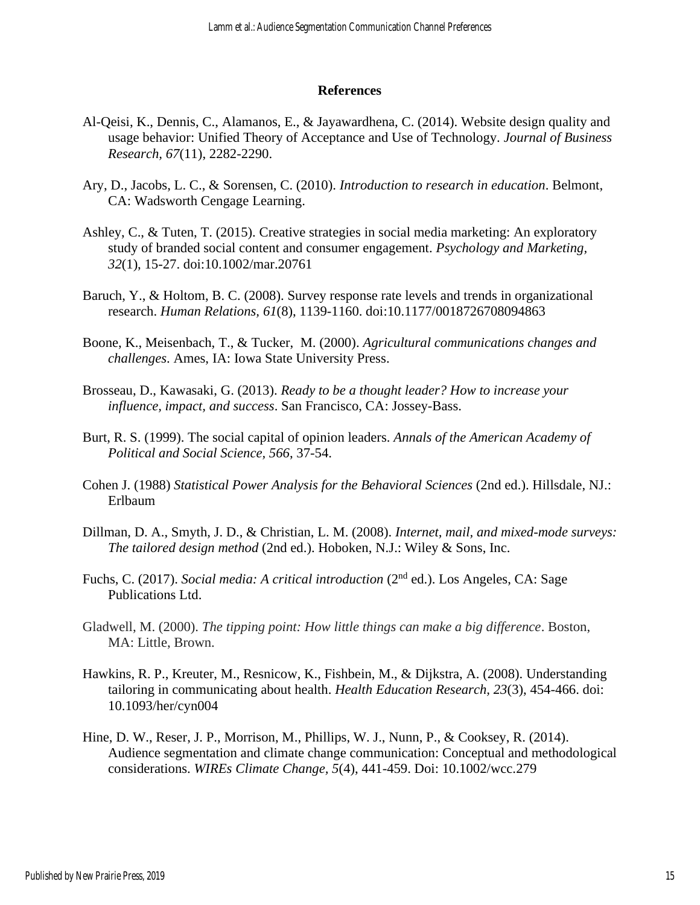## References

Al-Qeisi, K., Dennis, C., Alamanos, E., & Jayawardhena, C. (2014). Website design quality and usage behavior: Unified Theory of Acceptance and Use of Technology. *Journal of Business Research, 67*(11), 2282-2290.

Ary, D., Jacobs, L. C., & Sorensen, C. (2010). *Introduction to research in education*. Belmont, CA: Wadsworth Cengage Learning.

Ashley, C., & Tuten, T. (2015). Creative strategies in social media marketing: An exploratory study of branded social content and consumer engagement. *Psychology and Marketing, 32*(1), 15-27. doi:10.1002/mar.20761

Baruch, Y., & Holtom, B. C. (2008). Survey response rate levels and trends in organizational research. *Human Relations, 61*(8), 1139-1160. doi:10.1177/0018726708094863

Boone, K., Meisenbach, T., & Tucker, M. (2000). *Agricultural communications changes and challenges*. Ames, IA: Iowa State University Press.

Brosseau, D., Kawasaki, G. (2013). *Ready to be a thought leader? How to increase your influence, impact, and success*. San Francisco, CA: Jossey-Bass.

Burt, R. S. (1999). The social capital of opinion leaders. *Annals of the American Academy of Political and Social Science, 566*, 37-54.

Cohen J. (1988) *Statistical Power Analysis for the Behavioral Sciences* (2nd ed.). Hillsdale, NJ.: Erlbaum

Dillman, D. A., Smyth, J. D., & Christian, L. M. (2008). *Internet, mail, and mixed-mode surveys: The tailored design method* (2nd ed.). Hoboken, N.J.: Wiley & Sons, Inc.

Fuchs, C. (2017). *Social media: A critical introduction* (2nd ed.). Los Angeles, CA: Sage Publications Ltd.

Gladwell, M. (2000). *The tipping point: How little things can make a big difference*. Boston, MA: Little, Brown.

Hawkins, R. P., Kreuter, M., Resnicow, K., Fishbein, M., & Dijkstra, A. (2008). Understanding tailoring in communicating about health. *Health Education Research, 23*(3), 454-466. doi: 10.1093/her/cyn004

Hine, D. W., Reser, J. P., Morrison, M., Phillips, W. J., Nunn, P., & Cooksey, R. (2014). Audience segmentation and climate change communication: Conceptual and methodological considerations. *WIREs Climate Change, 5*(4), 441-459. Doi: 10.1002/wcc.279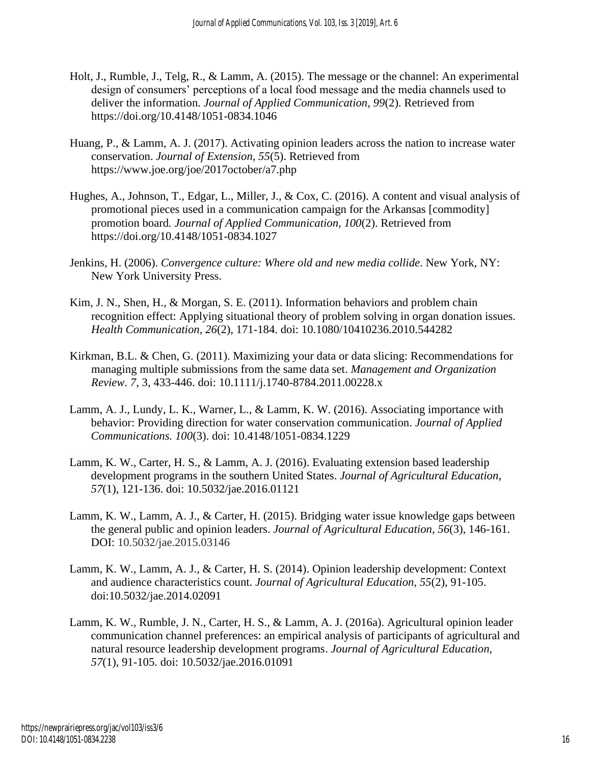Holt, J., Rumble, J., Telg, R., & Lamm, A. (2015). The message or the channel: An experimental design of consumers' perceptions of a local food message and the media channels used to deliver the information. *Journal of Applied Communication, 99*(2). Retrieved from https://doi.org/10.4148/1051-0834.1046

Huang, P., & Lamm, A. J. (2017). Activating opinion leaders across the nation to increase water conservation. *Journal of Extension, 55*(5). Retrieved from https://www.joe.org/joe/2017october/a7.php

Hughes, A., Johnson, T., Edgar, L., Miller, J., & Cox, C. (2016). A content and visual analysis of promotional pieces used in a communication campaign for the Arkansas [commodity] promotion board. *Journal of Applied Communication, 100*(2). Retrieved from https://doi.org/10.4148/1051-0834.1027

Jenkins, H. (2006). *Convergence culture: Where old and new media collide*. New York, NY: New York University Press.

Kim, J. N., Shen, H., & Morgan, S. E. (2011). Information behaviors and problem chain recognition effect: Applying situational theory of problem solving in organ donation issues. *Health Communication, 26*(2), 171-184. doi: 10.1080/10410236.2010.544282

Kirkman, B.L. & Chen, G. (2011). Maximizing your data or data slicing: Recommendations for managing multiple submissions from the same data set. *Management and Organization Review*. *7*, 3, 433-446. doi: 10.1111/j.1740-8784.2011.00228.x

Lamm, A. J., Lundy, L. K., Warner, L., & Lamm, K. W. (2016). Associating importance with behavior: Providing direction for water conservation communication. *Journal of Applied Communications. 100*(3). doi: 10.4148/1051-0834.1229

Lamm, K. W., Carter, H. S., & Lamm, A. J. (2016). Evaluating extension based leadership development programs in the southern United States. *Journal of Agricultural Education*, *57*(1), 121-136. doi: 10.5032/jae.2016.01121

Lamm, K. W., Lamm, A. J., & Carter, H. (2015). Bridging water issue knowledge gaps between the general public and opinion leaders. *Journal of Agricultural Education, 56*(3), 146-161. DOI: 10.5032/jae.2015.03146

Lamm, K. W., Lamm, A. J., & Carter, H. S. (2014). Opinion leadership development: Context and audience characteristics count. *Journal of Agricultural Education, 55*(2), 91-105. doi:10.5032/jae.2014.02091

Lamm, K. W., Rumble, J. N., Carter, H. S., & Lamm, A. J. (2016a). Agricultural opinion leader communication channel preferences: an empirical analysis of participants of agricultural and natural resource leadership development programs. *Journal of Agricultural Education, 57*(1), 91-105. doi: 10.5032/jae.2016.01091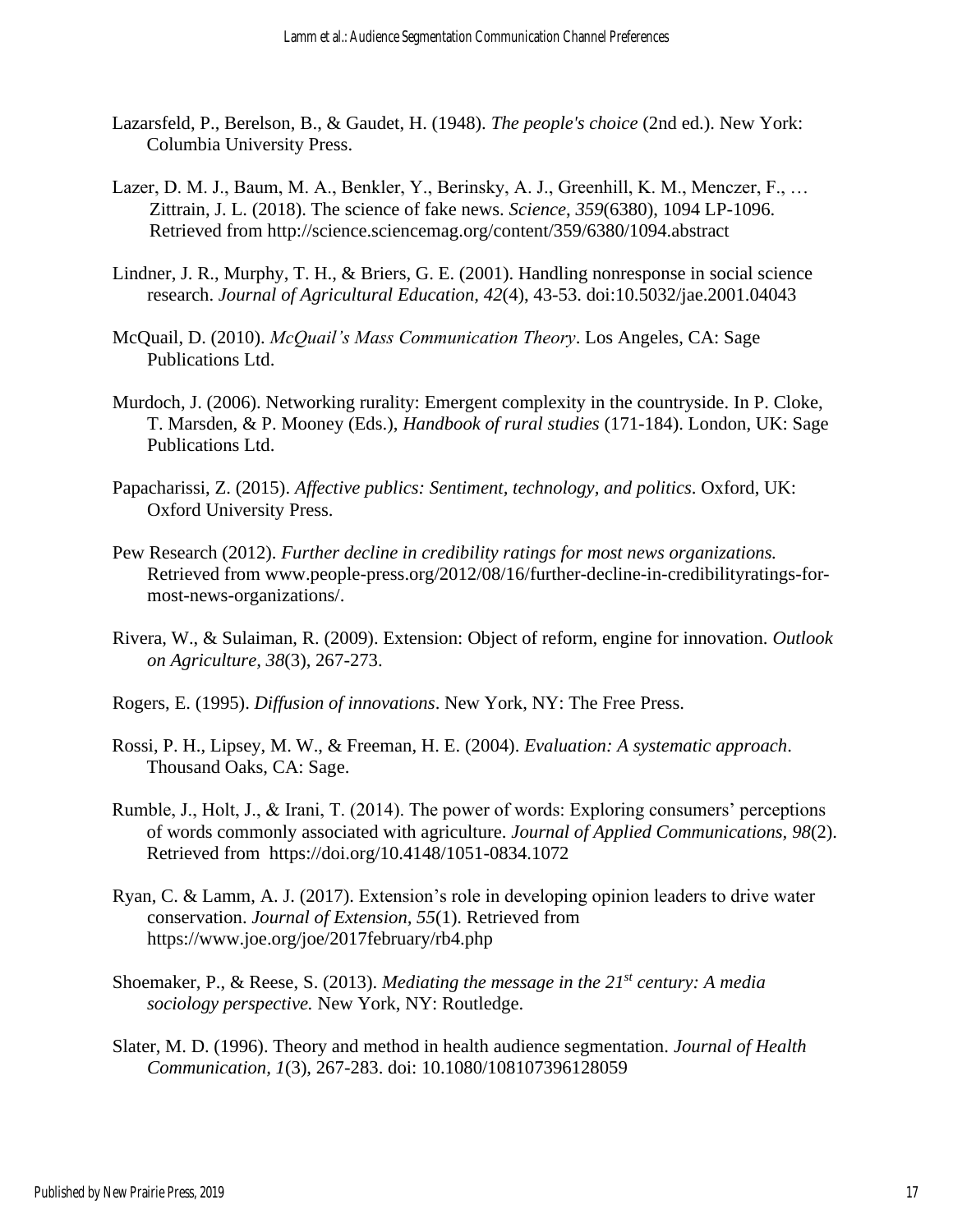Lazarsfeld, P., Berelson, B., & Gaudet, H. (1948). *The people's choice* (2nd ed.). New York: Columbia University Press.

Lazer, D. M. J., Baum, M. A., Benkler, Y., Berinsky, A. J., Greenhill, K. M., Menczer, F., … Zittrain, J. L. (2018). The science of fake news. *Science*, *359*(6380), 1094 LP-1096. Retrieved from http://science.sciencemag.org/content/359/6380/1094.abstract

Lindner, J. R., Murphy, T. H., & Briers, G. E. (2001). Handling nonresponse in social science research. *Journal of Agricultural Education, 42*(4), 43-53. doi:10.5032/jae.2001.04043

McQuail, D. (2010). *McQuail's Mass Communication Theory*. Los Angeles, CA: Sage Publications Ltd.

Murdoch, J. (2006). Networking rurality: Emergent complexity in the countryside. In P. Cloke, T. Marsden, & P. Mooney (Eds.), *Handbook of rural studies* (171-184). London, UK: Sage Publications Ltd.

Papacharissi, Z. (2015). *Affective publics: Sentiment, technology, and politics*. Oxford, UK: Oxford University Press.

Pew Research (2012). *Further decline in credibility ratings for most news organizations.* Retrieved from www.people-press.org/2012/08/16/further-decline-in-credibilityratings-for-most-news-organizations/.

Rivera, W., & Sulaiman, R. (2009). Extension: Object of reform, engine for innovation. *Outlook on Agriculture, 38*(3), 267-273.

Rogers, E. (1995). *Diffusion of innovations*. New York, NY: The Free Press.

Rossi, P. H., Lipsey, M. W., & Freeman, H. E. (2004). *Evaluation: A systematic approach*. Thousand Oaks, CA: Sage.

Rumble, J., Holt, J., & Irani, T. (2014). The power of words: Exploring consumers' perceptions of words commonly associated with agriculture. *Journal of Applied Communications, 98*(2). Retrieved from https://doi.org/10.4148/1051-0834.1072

Ryan, C. & Lamm, A. J. (2017). Extension's role in developing opinion leaders to drive water conservation. *Journal of Extension, 55*(1). Retrieved from https://www.joe.org/joe/2017february/rb4.php

Shoemaker, P., & Reese, S. (2013). *Mediating the message in the 21st century: A media sociology perspective.* New York, NY: Routledge.

Slater, M. D. (1996). Theory and method in health audience segmentation. *Journal of Health Communication, 1*(3), 267-283. doi: 10.1080/108107396128059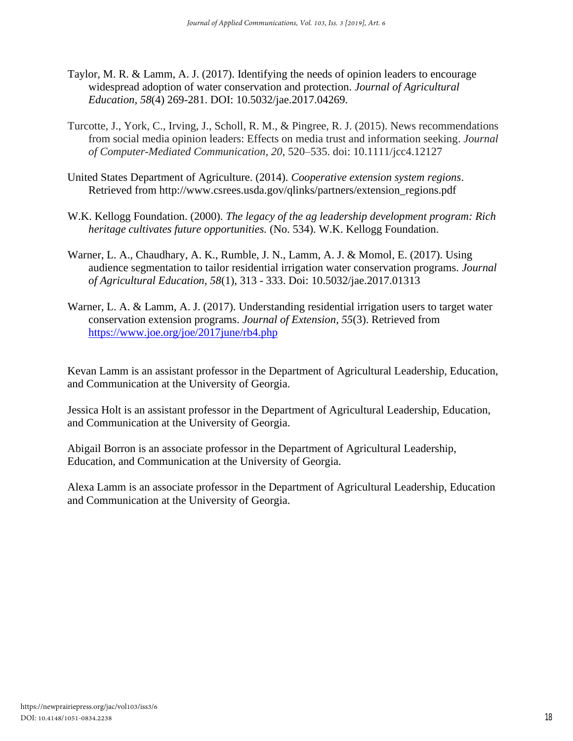Taylor, M. R. & Lamm, A. J. (2017). Identifying the needs of opinion leaders to encourage widespread adoption of water conservation and protection. *Journal of Agricultural Education, 58*(4) 269-281. DOI: 10.5032/jae.2017.04269.

Turcotte, J., York, C., Irving, J., Scholl, R. M., & Pingree, R. J. (2015). News recommendations from social media opinion leaders: Effects on media trust and information seeking. *Journal of Computer-Mediated Communication*, *20*, 520–535. doi: 10.1111/jcc4.12127

United States Department of Agriculture. (2014). *Cooperative extension system regions*. Retrieved from http://www.csrees.usda.gov/qlinks/partners/extension_regions.pdf

W.K. Kellogg Foundation. (2000). *The legacy of the ag leadership development program: Rich heritage cultivates future opportunities.* (No. 534). W.K. Kellogg Foundation.

Warner, L. A., Chaudhary, A. K., Rumble, J. N., Lamm, A. J. & Momol, E. (2017). Using audience segmentation to tailor residential irrigation water conservation programs. *Journal of Agricultural Education*, *58*(1), 313 - 333. Doi: 10.5032/jae.2017.01313

Warner, L. A. & Lamm, A. J. (2017). Understanding residential irrigation users to target water conservation extension programs. *Journal of Extension*, *55*(3). Retrieved from https://www.joe.org/joe/2017june/rb4.php

Kevan Lamm is an assistant professor in the Department of Agricultural Leadership, Education, and Communication at the University of Georgia.

Jessica Holt is an assistant professor in the Department of Agricultural Leadership, Education, and Communication at the University of Georgia.

Abigail Borron is an associate professor in the Department of Agricultural Leadership, Education, and Communication at the University of Georgia.

Alexa Lamm is an associate professor in the Department of Agricultural Leadership, Education and Communication at the University of Georgia.